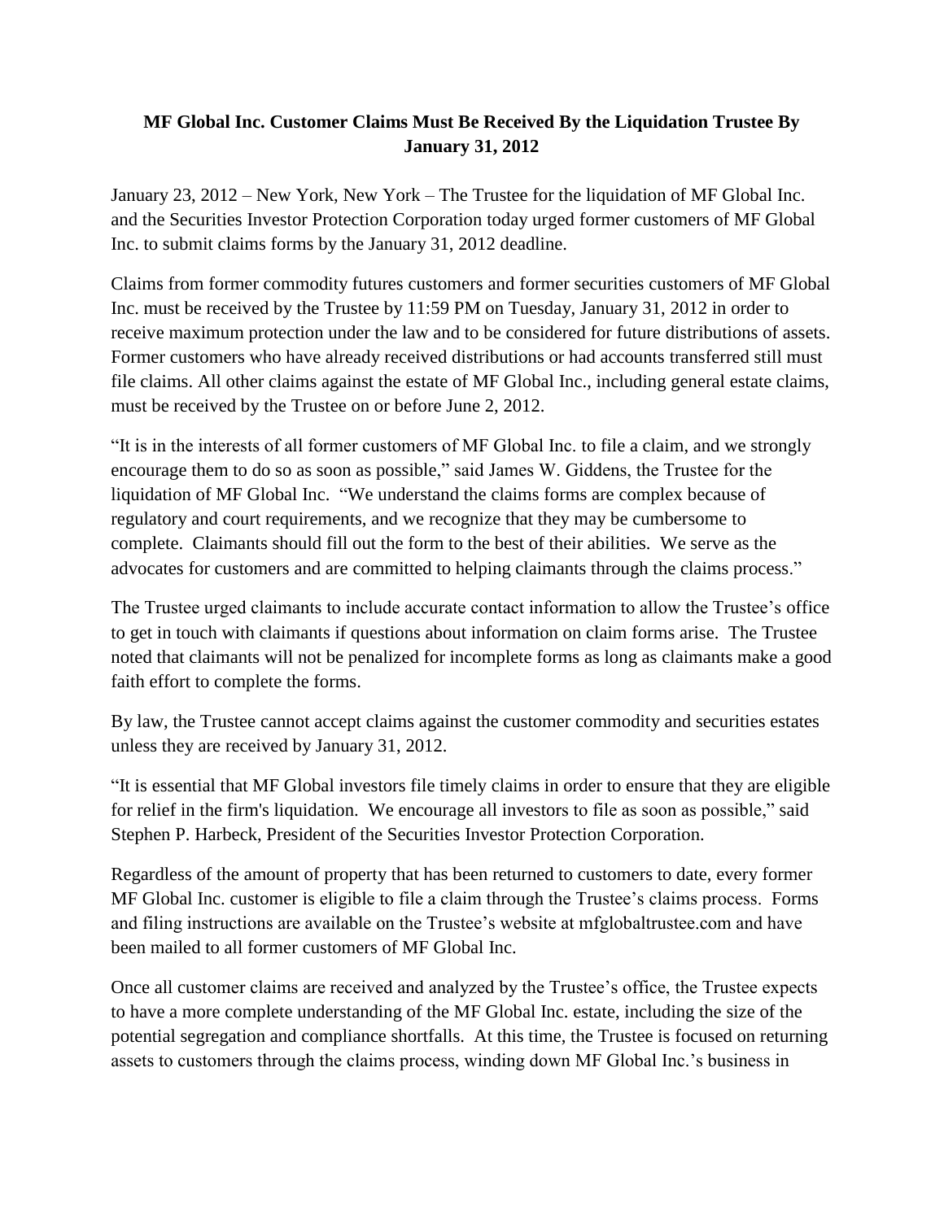# MF Global Inc. Customer Claims Must Be Received By the Liquidation Trustee By January 31, 2012

January 23, 2012 – New York, New York – The Trustee for the liquidation of MF Global Inc. and the Securities Investor Protection Corporation today urged former customers of MF Global Inc. to submit claims forms by the January 31, 2012 deadline.

Claims from former commodity futures customers and former securities customers of MF Global Inc. must be received by the Trustee by 11:59 PM on Tuesday, January 31, 2012 in order to receive maximum protection under the law and to be considered for future distributions of assets. Former customers who have already received distributions or had accounts transferred still must file claims. All other claims against the estate of MF Global Inc., including general estate claims, must be received by the Trustee on or before June 2, 2012.

"It is in the interests of all former customers of MF Global Inc. to file a claim, and we strongly encourage them to do so as soon as possible," said James W. Giddens, the Trustee for the liquidation of MF Global Inc. "We understand the claims forms are complex because of regulatory and court requirements, and we recognize that they may be cumbersome to complete. Claimants should fill out the form to the best of their abilities. We serve as the advocates for customers and are committed to helping claimants through the claims process."

The Trustee urged claimants to include accurate contact information to allow the Trustee's office to get in touch with claimants if questions about information on claim forms arise. The Trustee noted that claimants will not be penalized for incomplete forms as long as claimants make a good faith effort to complete the forms.

By law, the Trustee cannot accept claims against the customer commodity and securities estates unless they are received by January 31, 2012.

"It is essential that MF Global investors file timely claims in order to ensure that they are eligible for relief in the firm's liquidation. We encourage all investors to file as soon as possible," said Stephen P. Harbeck, President of the Securities Investor Protection Corporation.

Regardless of the amount of property that has been returned to customers to date, every former MF Global Inc. customer is eligible to file a claim through the Trustee's claims process. Forms and filing instructions are available on the Trustee's website at mfglobaltrustee.com and have been mailed to all former customers of MF Global Inc.

Once all customer claims are received and analyzed by the Trustee's office, the Trustee expects to have a more complete understanding of the MF Global Inc. estate, including the size of the potential segregation and compliance shortfalls. At this time, the Trustee is focused on returning assets to customers through the claims process, winding down MF Global Inc.'s business in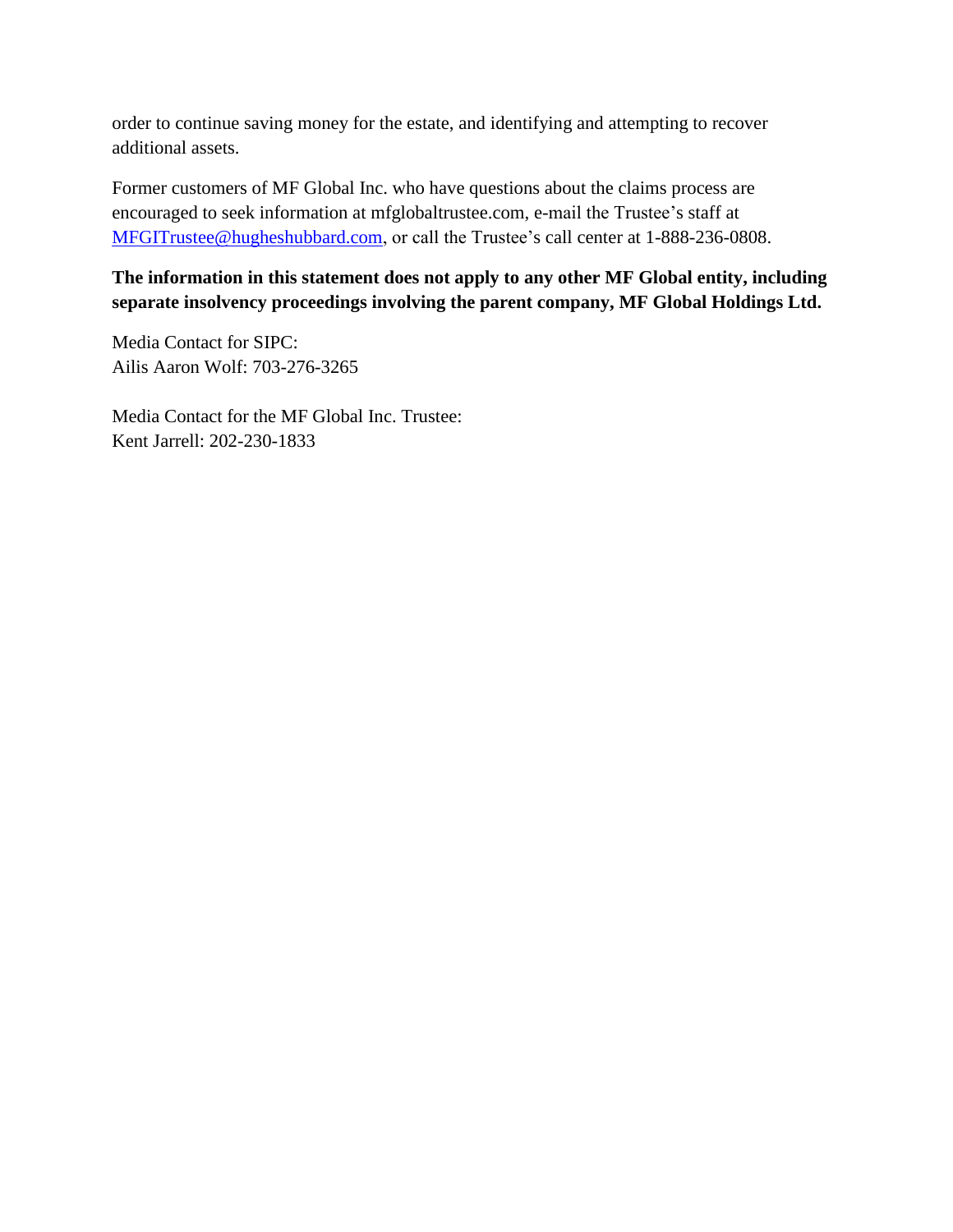order to continue saving money for the estate, and identifying and attempting to recover additional assets.

Former customers of MF Global Inc. who have questions about the claims process are encouraged to seek information at mfglobaltrustee.com, e-mail the Trustee's staff at MFGITrustee@hugheshubbard.com, or call the Trustee's call center at 1-888-236-0808.

**The information in this statement does not apply to any other MF Global entity, including separate insolvency proceedings involving the parent company, MF Global Holdings Ltd.**

Media Contact for SIPC:
Ailis Aaron Wolf: 703-276-3265

Media Contact for the MF Global Inc. Trustee:
Kent Jarrell: 202-230-1833